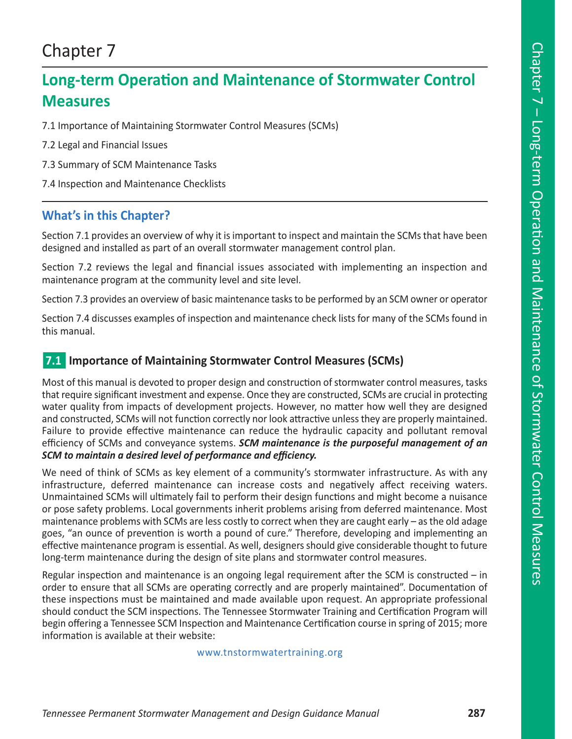# Chapter 7

## Long-term Operation and Maintenance of Stormwater Control Measures

7.1 Importance of Maintaining Stormwater Control Measures (SCMs)

7.2 Legal and Financial Issues

7.3 Summary of SCM Maintenance Tasks

7.4 Inspection and Maintenance Checklists

### What's in this Chapter?

Section 7.1 provides an overview of why it is important to inspect and maintain the SCMs that have been designed and installed as part of an overall stormwater management control plan.

Section 7.2 reviews the legal and financial issues associated with implementing an inspection and maintenance program at the community level and site level.

Section 7.3 provides an overview of basic maintenance tasks to be performed by an SCM owner or operator

Section 7.4 discusses examples of inspection and maintenance check lists for many of the SCMs found in this manual.

## 7.1 Importance of Maintaining Stormwater Control Measures (SCMs)

Most of this manual is devoted to proper design and construction of stormwater control measures, tasks that require significant investment and expense. Once they are constructed, SCMs are crucial in protecting water quality from impacts of development projects. However, no matter how well they are designed and constructed, SCMs will not function correctly nor look attractive unless they are properly maintained. Failure to provide effective maintenance can reduce the hydraulic capacity and pollutant removal efficiency of SCMs and conveyance systems. ***SCM maintenance is the purposeful management of an SCM to maintain a desired level of performance and efficiency.***

We need of think of SCMs as key element of a community's stormwater infrastructure. As with any infrastructure, deferred maintenance can increase costs and negatively affect receiving waters. Unmaintained SCMs will ultimately fail to perform their design functions and might become a nuisance or pose safety problems. Local governments inherit problems arising from deferred maintenance. Most maintenance problems with SCMs are less costly to correct when they are caught early – as the old adage goes, "an ounce of prevention is worth a pound of cure." Therefore, developing and implementing an effective maintenance program is essential. As well, designers should give considerable thought to future long-term maintenance during the design of site plans and stormwater control measures.

Regular inspection and maintenance is an ongoing legal requirement after the SCM is constructed – in order to ensure that all SCMs are operating correctly and are properly maintained". Documentation of these inspections must be maintained and made available upon request. An appropriate professional should conduct the SCM inspections. The Tennessee Stormwater Training and Certification Program will begin offering a Tennessee SCM Inspection and Maintenance Certification course in spring of 2015; more information is available at their website:

www.tnstormwatertraining.org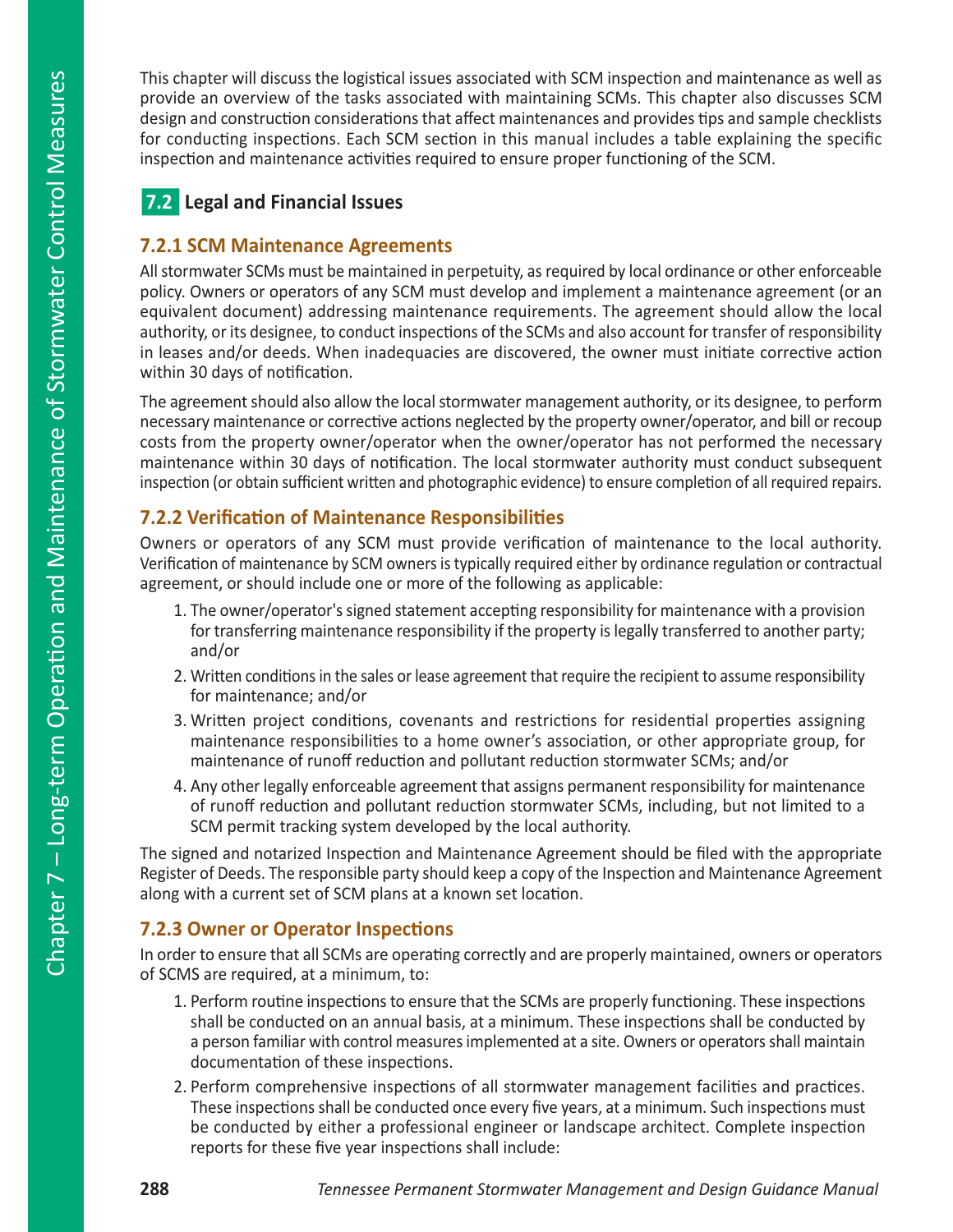This chapter will discuss the logistical issues associated with SCM inspection and maintenance as well as provide an overview of the tasks associated with maintaining SCMs. This chapter also discusses SCM design and construction considerations that affect maintenances and provides tips and sample checklists for conducting inspections. Each SCM section in this manual includes a table explaining the specific inspection and maintenance activities required to ensure proper functioning of the SCM.

## 7.2 Legal and Financial Issues

### 7.2.1 SCM Maintenance Agreements

All stormwater SCMs must be maintained in perpetuity, as required by local ordinance or other enforceable policy. Owners or operators of any SCM must develop and implement a maintenance agreement (or an equivalent document) addressing maintenance requirements. The agreement should allow the local authority, or its designee, to conduct inspections of the SCMs and also account for transfer of responsibility in leases and/or deeds. When inadequacies are discovered, the owner must initiate corrective action within 30 days of notification.

The agreement should also allow the local stormwater management authority, or its designee, to perform necessary maintenance or corrective actions neglected by the property owner/operator, and bill or recoup costs from the property owner/operator when the owner/operator has not performed the necessary maintenance within 30 days of notification. The local stormwater authority must conduct subsequent inspection (or obtain sufficient written and photographic evidence) to ensure completion of all required repairs.

### 7.2.2 Verification of Maintenance Responsibilities

Owners or operators of any SCM must provide verification of maintenance to the local authority. Verification of maintenance by SCM owners is typically required either by ordinance regulation or contractual agreement, or should include one or more of the following as applicable:

1. The owner/operator's signed statement accepting responsibility for maintenance with a provision for transferring maintenance responsibility if the property is legally transferred to another party; and/or
2. Written conditions in the sales or lease agreement that require the recipient to assume responsibility for maintenance; and/or
3. Written project conditions, covenants and restrictions for residential properties assigning maintenance responsibilities to a home owner's association, or other appropriate group, for maintenance of runoff reduction and pollutant reduction stormwater SCMs; and/or
4. Any other legally enforceable agreement that assigns permanent responsibility for maintenance of runoff reduction and pollutant reduction stormwater SCMs, including, but not limited to a SCM permit tracking system developed by the local authority.

The signed and notarized Inspection and Maintenance Agreement should be filed with the appropriate Register of Deeds. The responsible party should keep a copy of the Inspection and Maintenance Agreement along with a current set of SCM plans at a known set location.

### 7.2.3 Owner or Operator Inspections

In order to ensure that all SCMs are operating correctly and are properly maintained, owners or operators of SCMS are required, at a minimum, to:

1. Perform routine inspections to ensure that the SCMs are properly functioning. These inspections shall be conducted on an annual basis, at a minimum. These inspections shall be conducted by a person familiar with control measures implemented at a site. Owners or operators shall maintain documentation of these inspections.
2. Perform comprehensive inspections of all stormwater management facilities and practices. These inspections shall be conducted once every five years, at a minimum. Such inspections must be conducted by either a professional engineer or landscape architect. Complete inspection reports for these five year inspections shall include: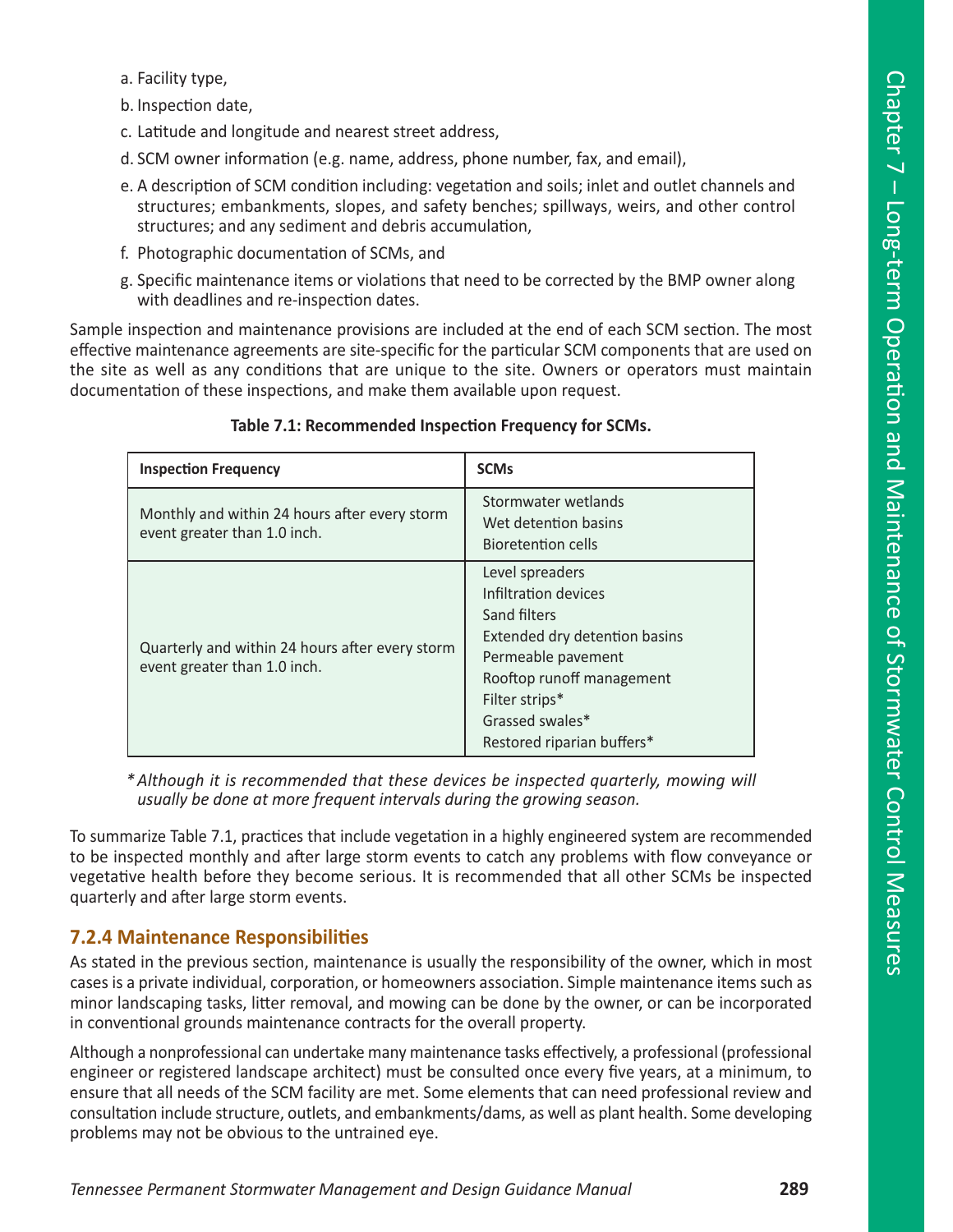a. Facility type,

b. Inspection date,

c. Latitude and longitude and nearest street address,

d. SCM owner information (e.g. name, address, phone number, fax, and email),

e. A description of SCM condition including: vegetation and soils; inlet and outlet channels and structures; embankments, slopes, and safety benches; spillways, weirs, and other control structures; and any sediment and debris accumulation,

f. Photographic documentation of SCMs, and

g. Specific maintenance items or violations that need to be corrected by the BMP owner along with deadlines and re-inspection dates.

Sample inspection and maintenance provisions are included at the end of each SCM section. The most effective maintenance agreements are site-specific for the particular SCM components that are used on the site as well as any conditions that are unique to the site. Owners or operators must maintain documentation of these inspections, and make them available upon request.

**Table 7.1: Recommended Inspection Frequency for SCMs.**

| Inspection Frequency | SCMs |
|---|---|
| Monthly and within 24 hours after every storm event greater than 1.0 inch. | Stormwater wetlands<br>Wet detention basins<br>Bioretention cells |
| Quarterly and within 24 hours after every storm event greater than 1.0 inch. | Level spreaders<br>Infiltration devices<br>Sand filters<br>Extended dry detention basins<br>Permeable pavement<br>Rooftop runoff management<br>Filter strips*<br>Grassed swales*<br>Restored riparian buffers* |

*\* Although it is recommended that these devices be inspected quarterly, mowing will usually be done at more frequent intervals during the growing season.*

To summarize Table 7.1, practices that include vegetation in a highly engineered system are recommended to be inspected monthly and after large storm events to catch any problems with flow conveyance or vegetative health before they become serious. It is recommended that all other SCMs be inspected quarterly and after large storm events.

### 7.2.4 Maintenance Responsibilities

As stated in the previous section, maintenance is usually the responsibility of the owner, which in most cases is a private individual, corporation, or homeowners association. Simple maintenance items such as minor landscaping tasks, litter removal, and mowing can be done by the owner, or can be incorporated in conventional grounds maintenance contracts for the overall property.

Although a nonprofessional can undertake many maintenance tasks effectively, a professional (professional engineer or registered landscape architect) must be consulted once every five years, at a minimum, to ensure that all needs of the SCM facility are met. Some elements that can need professional review and consultation include structure, outlets, and embankments/dams, as well as plant health. Some developing problems may not be obvious to the untrained eye.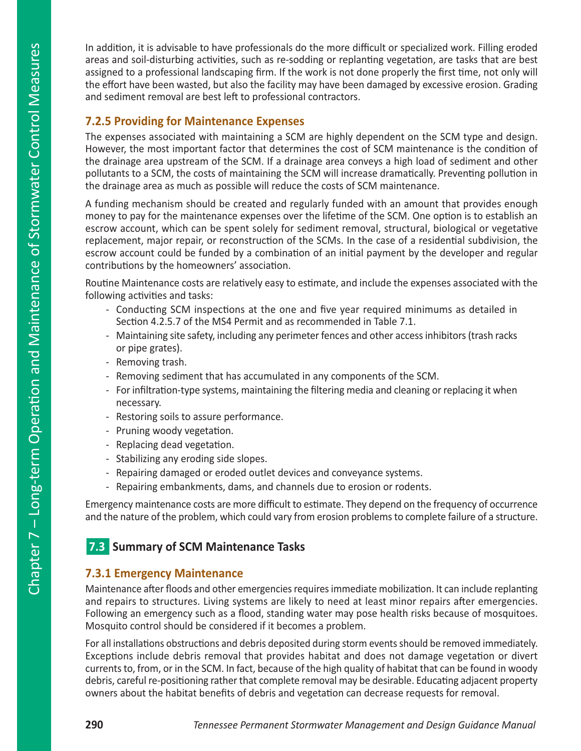In addition, it is advisable to have professionals do the more difficult or specialized work. Filling eroded areas and soil-disturbing activities, such as re-sodding or replanting vegetation, are tasks that are best assigned to a professional landscaping firm. If the work is not done properly the first time, not only will the effort have been wasted, but also the facility may have been damaged by excessive erosion. Grading and sediment removal are best left to professional contractors.

### 7.2.5 Providing for Maintenance Expenses

The expenses associated with maintaining a SCM are highly dependent on the SCM type and design. However, the most important factor that determines the cost of SCM maintenance is the condition of the drainage area upstream of the SCM. If a drainage area conveys a high load of sediment and other pollutants to a SCM, the costs of maintaining the SCM will increase dramatically. Preventing pollution in the drainage area as much as possible will reduce the costs of SCM maintenance.

A funding mechanism should be created and regularly funded with an amount that provides enough money to pay for the maintenance expenses over the lifetime of the SCM. One option is to establish an escrow account, which can be spent solely for sediment removal, structural, biological or vegetative replacement, major repair, or reconstruction of the SCMs. In the case of a residential subdivision, the escrow account could be funded by a combination of an initial payment by the developer and regular contributions by the homeowners' association.

Routine Maintenance costs are relatively easy to estimate, and include the expenses associated with the following activities and tasks:

- Conducting SCM inspections at the one and five year required minimums as detailed in Section 4.2.5.7 of the MS4 Permit and as recommended in Table 7.1.
- Maintaining site safety, including any perimeter fences and other access inhibitors (trash racks or pipe grates).
- Removing trash.
- Removing sediment that has accumulated in any components of the SCM.
- For infiltration-type systems, maintaining the filtering media and cleaning or replacing it when necessary.
- Restoring soils to assure performance.
- Pruning woody vegetation.
- Replacing dead vegetation.
- Stabilizing any eroding side slopes.
- Repairing damaged or eroded outlet devices and conveyance systems.
- Repairing embankments, dams, and channels due to erosion or rodents.

Emergency maintenance costs are more difficult to estimate. They depend on the frequency of occurrence and the nature of the problem, which could vary from erosion problems to complete failure of a structure.

## 7.3 Summary of SCM Maintenance Tasks

### 7.3.1 Emergency Maintenance

Maintenance after floods and other emergencies requires immediate mobilization. It can include replanting and repairs to structures. Living systems are likely to need at least minor repairs after emergencies. Following an emergency such as a flood, standing water may pose health risks because of mosquitoes. Mosquito control should be considered if it becomes a problem.

For all installations obstructions and debris deposited during storm events should be removed immediately. Exceptions include debris removal that provides habitat and does not damage vegetation or divert currents to, from, or in the SCM. In fact, because of the high quality of habitat that can be found in woody debris, careful re-positioning rather that complete removal may be desirable. Educating adjacent property owners about the habitat benefits of debris and vegetation can decrease requests for removal.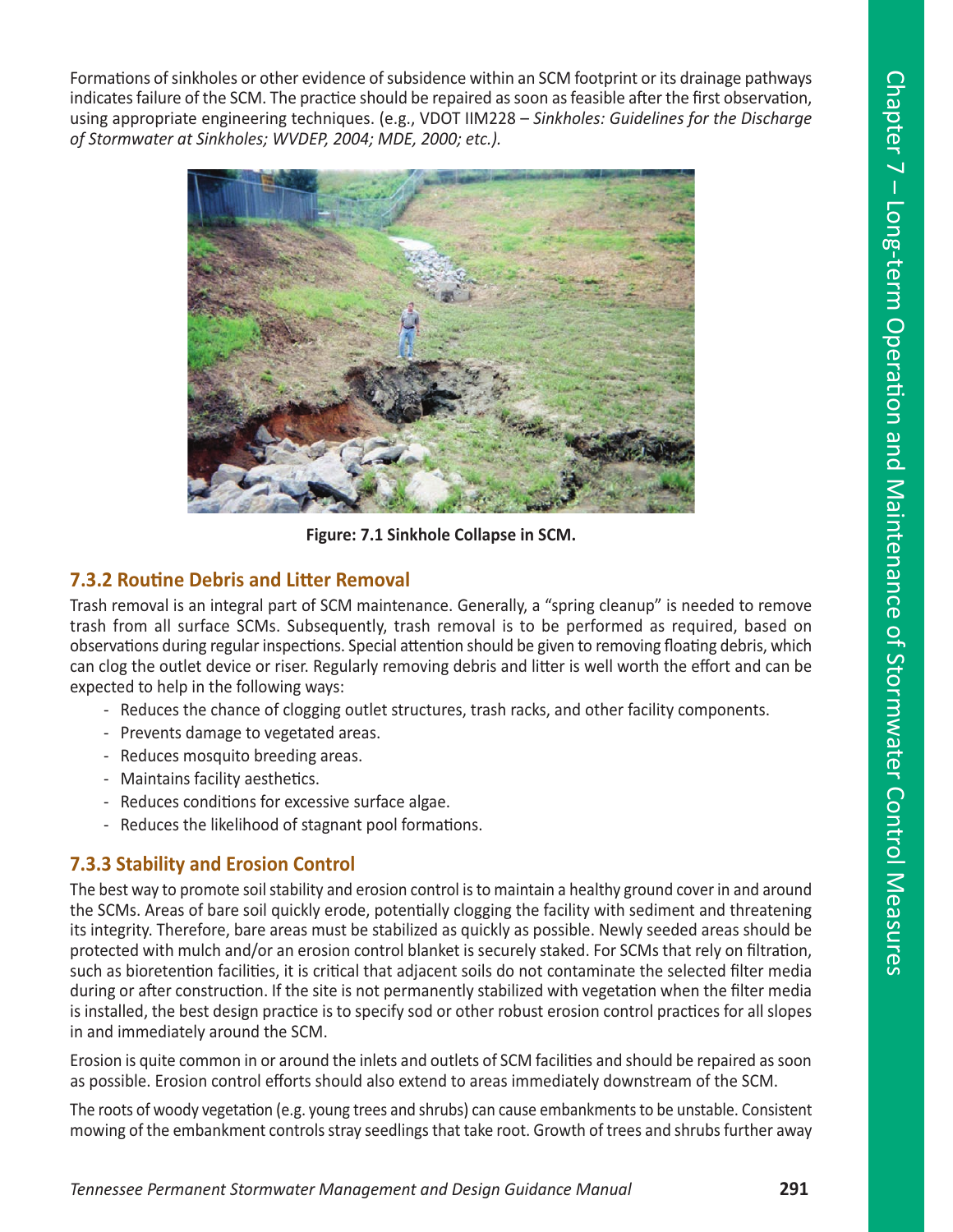Formations of sinkholes or other evidence of subsidence within an SCM footprint or its drainage pathways indicates failure of the SCM. The practice should be repaired as soon as feasible after the first observation, using appropriate engineering techniques. (e.g., VDOT IIM228 – *Sinkholes: Guidelines for the Discharge of Stormwater at Sinkholes; WVDEP, 2004; MDE, 2000; etc.).*

**Figure: 7.1 Sinkhole Collapse in SCM.**

### 7.3.2 Routine Debris and Litter Removal

Trash removal is an integral part of SCM maintenance. Generally, a "spring cleanup" is needed to remove trash from all surface SCMs. Subsequently, trash removal is to be performed as required, based on observations during regular inspections. Special attention should be given to removing floating debris, which can clog the outlet device or riser. Regularly removing debris and litter is well worth the effort and can be expected to help in the following ways:

- Reduces the chance of clogging outlet structures, trash racks, and other facility components.
- Prevents damage to vegetated areas.
- Reduces mosquito breeding areas.
- Maintains facility aesthetics.
- Reduces conditions for excessive surface algae.
- Reduces the likelihood of stagnant pool formations.

### 7.3.3 Stability and Erosion Control

The best way to promote soil stability and erosion control is to maintain a healthy ground cover in and around the SCMs. Areas of bare soil quickly erode, potentially clogging the facility with sediment and threatening its integrity. Therefore, bare areas must be stabilized as quickly as possible. Newly seeded areas should be protected with mulch and/or an erosion control blanket is securely staked. For SCMs that rely on filtration, such as bioretention facilities, it is critical that adjacent soils do not contaminate the selected filter media during or after construction. If the site is not permanently stabilized with vegetation when the filter media is installed, the best design practice is to specify sod or other robust erosion control practices for all slopes in and immediately around the SCM.

Erosion is quite common in or around the inlets and outlets of SCM facilities and should be repaired as soon as possible. Erosion control efforts should also extend to areas immediately downstream of the SCM.

The roots of woody vegetation (e.g. young trees and shrubs) can cause embankments to be unstable. Consistent mowing of the embankment controls stray seedlings that take root. Growth of trees and shrubs further away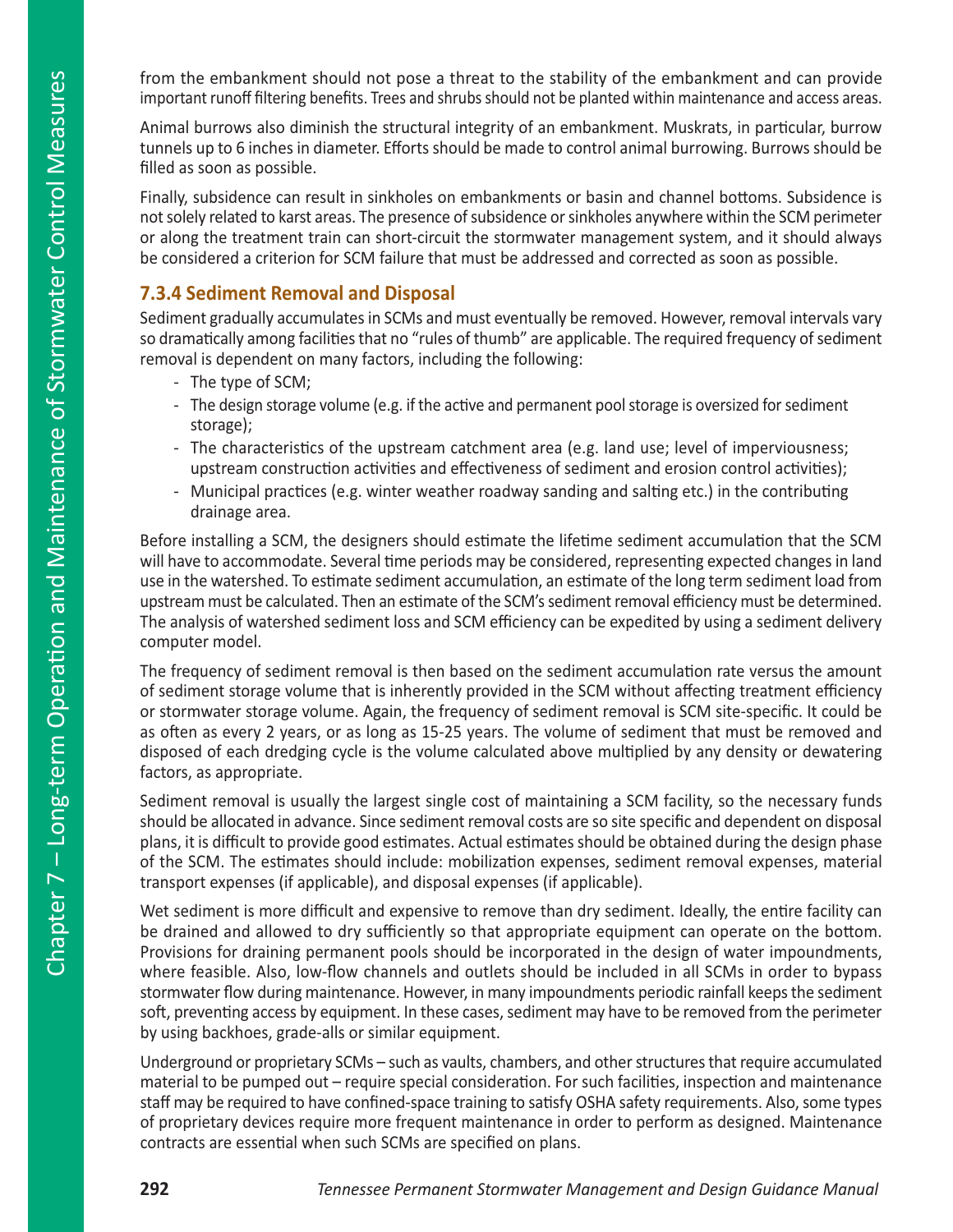from the embankment should not pose a threat to the stability of the embankment and can provide important runoff filtering benefits. Trees and shrubs should not be planted within maintenance and access areas.

Animal burrows also diminish the structural integrity of an embankment. Muskrats, in particular, burrow tunnels up to 6 inches in diameter. Efforts should be made to control animal burrowing. Burrows should be filled as soon as possible.

Finally, subsidence can result in sinkholes on embankments or basin and channel bottoms. Subsidence is not solely related to karst areas. The presence of subsidence or sinkholes anywhere within the SCM perimeter or along the treatment train can short-circuit the stormwater management system, and it should always be considered a criterion for SCM failure that must be addressed and corrected as soon as possible.

### 7.3.4 Sediment Removal and Disposal

Sediment gradually accumulates in SCMs and must eventually be removed. However, removal intervals vary so dramatically among facilities that no "rules of thumb" are applicable. The required frequency of sediment removal is dependent on many factors, including the following:

- The type of SCM;
- The design storage volume (e.g. if the active and permanent pool storage is oversized for sediment storage);
- The characteristics of the upstream catchment area (e.g. land use; level of imperviousness; upstream construction activities and effectiveness of sediment and erosion control activities);
- Municipal practices (e.g. winter weather roadway sanding and salting etc.) in the contributing drainage area.

Before installing a SCM, the designers should estimate the lifetime sediment accumulation that the SCM will have to accommodate. Several time periods may be considered, representing expected changes in land use in the watershed. To estimate sediment accumulation, an estimate of the long term sediment load from upstream must be calculated. Then an estimate of the SCM's sediment removal efficiency must be determined. The analysis of watershed sediment loss and SCM efficiency can be expedited by using a sediment delivery computer model.

The frequency of sediment removal is then based on the sediment accumulation rate versus the amount of sediment storage volume that is inherently provided in the SCM without affecting treatment efficiency or stormwater storage volume. Again, the frequency of sediment removal is SCM site-specific. It could be as often as every 2 years, or as long as 15-25 years. The volume of sediment that must be removed and disposed of each dredging cycle is the volume calculated above multiplied by any density or dewatering factors, as appropriate.

Sediment removal is usually the largest single cost of maintaining a SCM facility, so the necessary funds should be allocated in advance. Since sediment removal costs are so site specific and dependent on disposal plans, it is difficult to provide good estimates. Actual estimates should be obtained during the design phase of the SCM. The estimates should include: mobilization expenses, sediment removal expenses, material transport expenses (if applicable), and disposal expenses (if applicable).

Wet sediment is more difficult and expensive to remove than dry sediment. Ideally, the entire facility can be drained and allowed to dry sufficiently so that appropriate equipment can operate on the bottom. Provisions for draining permanent pools should be incorporated in the design of water impoundments, where feasible. Also, low-flow channels and outlets should be included in all SCMs in order to bypass stormwater flow during maintenance. However, in many impoundments periodic rainfall keeps the sediment soft, preventing access by equipment. In these cases, sediment may have to be removed from the perimeter by using backhoes, grade-alls or similar equipment.

Underground or proprietary SCMs – such as vaults, chambers, and other structures that require accumulated material to be pumped out – require special consideration. For such facilities, inspection and maintenance staff may be required to have confined-space training to satisfy OSHA safety requirements. Also, some types of proprietary devices require more frequent maintenance in order to perform as designed. Maintenance contracts are essential when such SCMs are specified on plans.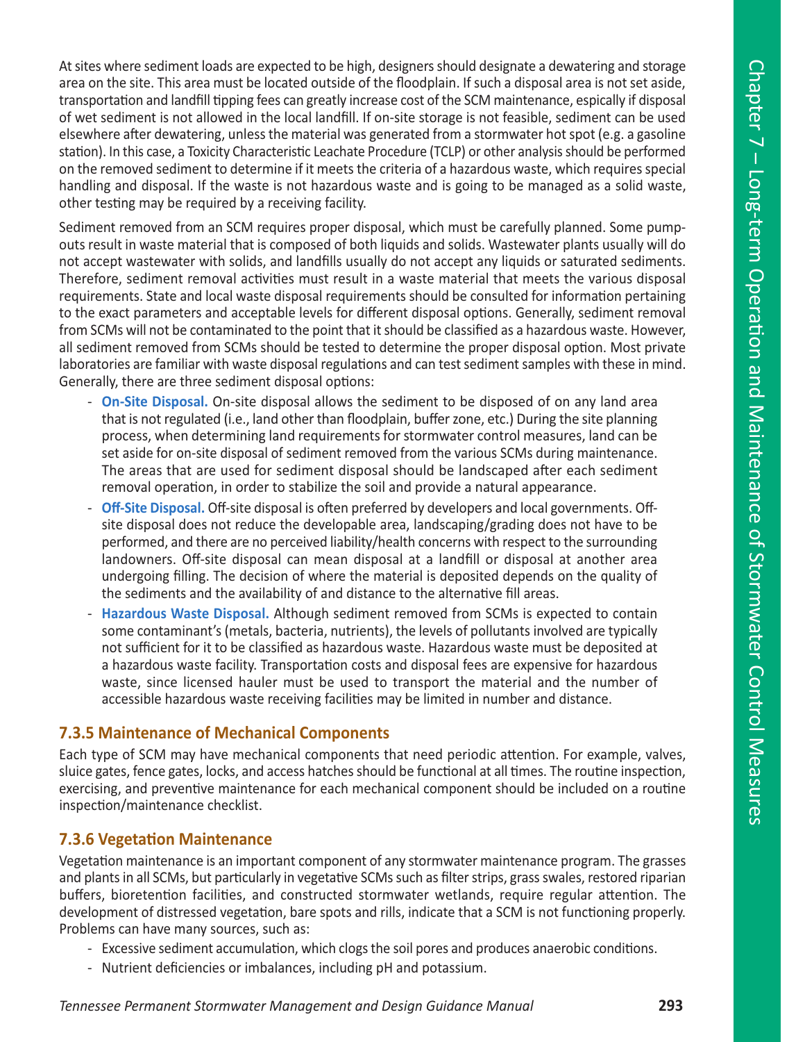At sites where sediment loads are expected to be high, designers should designate a dewatering and storage area on the site. This area must be located outside of the floodplain. If such a disposal area is not set aside, transportation and landfill tipping fees can greatly increase cost of the SCM maintenance, espically if disposal of wet sediment is not allowed in the local landfill. If on-site storage is not feasible, sediment can be used elsewhere after dewatering, unless the material was generated from a stormwater hot spot (e.g. a gasoline station). In this case, a Toxicity Characteristic Leachate Procedure (TCLP) or other analysis should be performed on the removed sediment to determine if it meets the criteria of a hazardous waste, which requires special handling and disposal. If the waste is not hazardous waste and is going to be managed as a solid waste, other testing may be required by a receiving facility.

Sediment removed from an SCM requires proper disposal, which must be carefully planned. Some pump-outs result in waste material that is composed of both liquids and solids. Wastewater plants usually will do not accept wastewater with solids, and landfills usually do not accept any liquids or saturated sediments. Therefore, sediment removal activities must result in a waste material that meets the various disposal requirements. State and local waste disposal requirements should be consulted for information pertaining to the exact parameters and acceptable levels for different disposal options. Generally, sediment removal from SCMs will not be contaminated to the point that it should be classified as a hazardous waste. However, all sediment removed from SCMs should be tested to determine the proper disposal option. Most private laboratories are familiar with waste disposal regulations and can test sediment samples with these in mind. Generally, there are three sediment disposal options:

- **On-Site Disposal.** On-site disposal allows the sediment to be disposed of on any land area that is not regulated (i.e., land other than floodplain, buffer zone, etc.) During the site planning process, when determining land requirements for stormwater control measures, land can be set aside for on-site disposal of sediment removed from the various SCMs during maintenance. The areas that are used for sediment disposal should be landscaped after each sediment removal operation, in order to stabilize the soil and provide a natural appearance.
- **Off-Site Disposal.** Off-site disposal is often preferred by developers and local governments. Off-site disposal does not reduce the developable area, landscaping/grading does not have to be performed, and there are no perceived liability/health concerns with respect to the surrounding landowners. Off-site disposal can mean disposal at a landfill or disposal at another area undergoing filling. The decision of where the material is deposited depends on the quality of the sediments and the availability of and distance to the alternative fill areas.
- **Hazardous Waste Disposal.** Although sediment removed from SCMs is expected to contain some contaminant's (metals, bacteria, nutrients), the levels of pollutants involved are typically not sufficient for it to be classified as hazardous waste. Hazardous waste must be deposited at a hazardous waste facility. Transportation costs and disposal fees are expensive for hazardous waste, since licensed hauler must be used to transport the material and the number of accessible hazardous waste receiving facilities may be limited in number and distance.

### 7.3.5 Maintenance of Mechanical Components

Each type of SCM may have mechanical components that need periodic attention. For example, valves, sluice gates, fence gates, locks, and access hatches should be functional at all times. The routine inspection, exercising, and preventive maintenance for each mechanical component should be included on a routine inspection/maintenance checklist.

### 7.3.6 Vegetation Maintenance

Vegetation maintenance is an important component of any stormwater maintenance program. The grasses and plants in all SCMs, but particularly in vegetative SCMs such as filter strips, grass swales, restored riparian buffers, bioretention facilities, and constructed stormwater wetlands, require regular attention. The development of distressed vegetation, bare spots and rills, indicate that a SCM is not functioning properly. Problems can have many sources, such as:

- Excessive sediment accumulation, which clogs the soil pores and produces anaerobic conditions.
- Nutrient deficiencies or imbalances, including pH and potassium.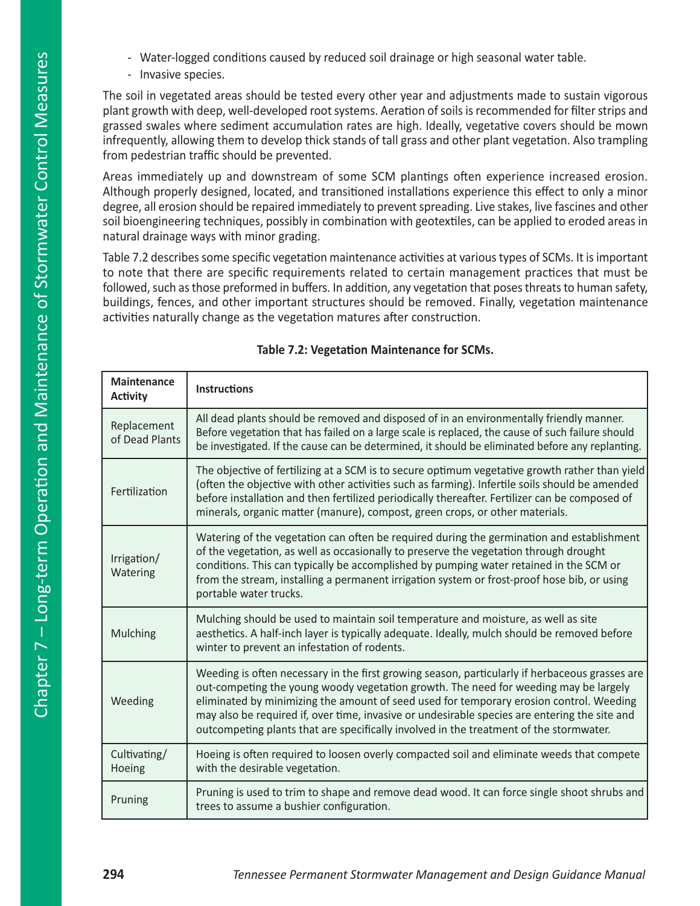- Water-logged conditions caused by reduced soil drainage or high seasonal water table.
- Invasive species.

The soil in vegetated areas should be tested every other year and adjustments made to sustain vigorous plant growth with deep, well-developed root systems. Aeration of soils is recommended for filter strips and grassed swales where sediment accumulation rates are high. Ideally, vegetative covers should be mown infrequently, allowing them to develop thick stands of tall grass and other plant vegetation. Also trampling from pedestrian traffic should be prevented.

Areas immediately up and downstream of some SCM plantings often experience increased erosion. Although properly designed, located, and transitioned installations experience this effect to only a minor degree, all erosion should be repaired immediately to prevent spreading. Live stakes, live fascines and other soil bioengineering techniques, possibly in combination with geotextiles, can be applied to eroded areas in natural drainage ways with minor grading.

Table 7.2 describes some specific vegetation maintenance activities at various types of SCMs. It is important to note that there are specific requirements related to certain management practices that must be followed, such as those preformed in buffers. In addition, any vegetation that poses threats to human safety, buildings, fences, and other important structures should be removed. Finally, vegetation maintenance activities naturally change as the vegetation matures after construction.

**Table 7.2: Vegetation Maintenance for SCMs.**

| Maintenance Activity | Instructions |
|---|---|
| Replacement of Dead Plants | All dead plants should be removed and disposed of in an environmentally friendly manner. Before vegetation that has failed on a large scale is replaced, the cause of such failure should be investigated. If the cause can be determined, it should be eliminated before any replanting. |
| Fertilization | The objective of fertilizing at a SCM is to secure optimum vegetative growth rather than yield (often the objective with other activities such as farming). Infertile soils should be amended before installation and then fertilized periodically thereafter. Fertilizer can be composed of minerals, organic matter (manure), compost, green crops, or other materials. |
| Irrigation/ Watering | Watering of the vegetation can often be required during the germination and establishment of the vegetation, as well as occasionally to preserve the vegetation through drought conditions. This can typically be accomplished by pumping water retained in the SCM or from the stream, installing a permanent irrigation system or frost-proof hose bib, or using portable water trucks. |
| Mulching | Mulching should be used to maintain soil temperature and moisture, as well as site aesthetics. A half-inch layer is typically adequate. Ideally, mulch should be removed before winter to prevent an infestation of rodents. |
| Weeding | Weeding is often necessary in the first growing season, particularly if herbaceous grasses are out-competing the young woody vegetation growth. The need for weeding may be largely eliminated by minimizing the amount of seed used for temporary erosion control. Weeding may also be required if, over time, invasive or undesirable species are entering the site and outcompeting plants that are specifically involved in the treatment of the stormwater. |
| Cultivating/ Hoeing | Hoeing is often required to loosen overly compacted soil and eliminate weeds that compete with the desirable vegetation. |
| Pruning | Pruning is used to trim to shape and remove dead wood. It can force single shoot shrubs and trees to assume a bushier configuration. |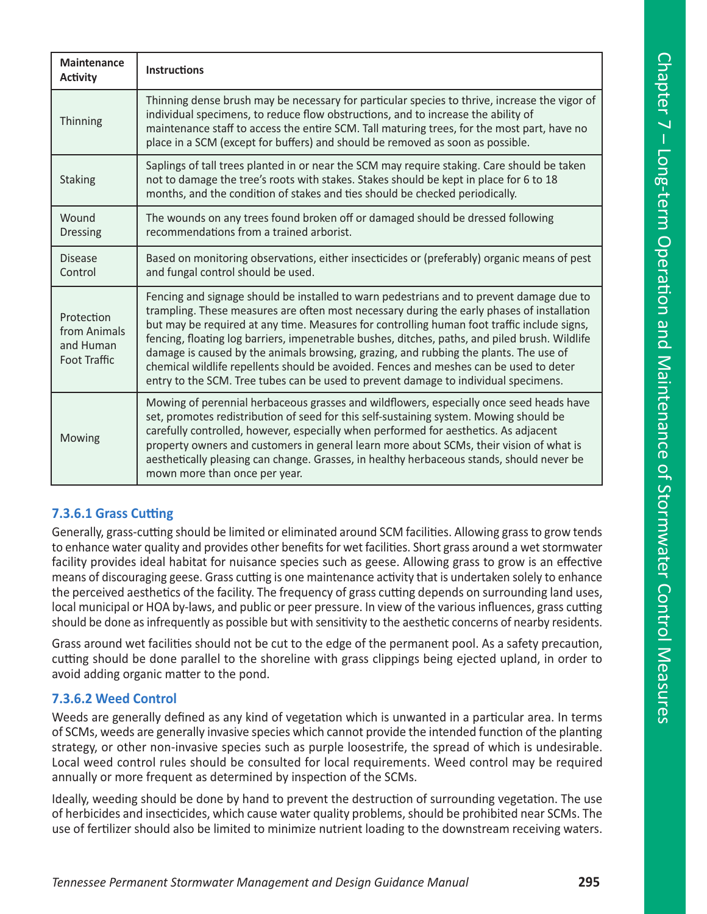| Maintenance Activity | Instructions |
|---|---|
| Thinning | Thinning dense brush may be necessary for particular species to thrive, increase the vigor of individual specimens, to reduce flow obstructions, and to increase the ability of maintenance staff to access the entire SCM. Tall maturing trees, for the most part, have no place in a SCM (except for buffers) and should be removed as soon as possible. |
| Staking | Saplings of tall trees planted in or near the SCM may require staking. Care should be taken not to damage the tree's roots with stakes. Stakes should be kept in place for 6 to 18 months, and the condition of stakes and ties should be checked periodically. |
| Wound Dressing | The wounds on any trees found broken off or damaged should be dressed following recommendations from a trained arborist. |
| Disease Control | Based on monitoring observations, either insecticides or (preferably) organic means of pest and fungal control should be used. |
| Protection from Animals and Human Foot Traffic | Fencing and signage should be installed to warn pedestrians and to prevent damage due to trampling. These measures are often most necessary during the early phases of installation but may be required at any time. Measures for controlling human foot traffic include signs, fencing, floating log barriers, impenetrable bushes, ditches, paths, and piled brush. Wildlife damage is caused by the animals browsing, grazing, and rubbing the plants. The use of chemical wildlife repellents should be avoided. Fences and meshes can be used to deter entry to the SCM. Tree tubes can be used to prevent damage to individual specimens. |
| Mowing | Mowing of perennial herbaceous grasses and wildflowers, especially once seed heads have set, promotes redistribution of seed for this self-sustaining system. Mowing should be carefully controlled, however, especially when performed for aesthetics. As adjacent property owners and customers in general learn more about SCMs, their vision of what is aesthetically pleasing can change. Grasses, in healthy herbaceous stands, should never be mown more than once per year. |

### 7.3.6.1 Grass Cutting

Generally, grass-cutting should be limited or eliminated around SCM facilities. Allowing grass to grow tends to enhance water quality and provides other benefits for wet facilities. Short grass around a wet stormwater facility provides ideal habitat for nuisance species such as geese. Allowing grass to grow is an effective means of discouraging geese. Grass cutting is one maintenance activity that is undertaken solely to enhance the perceived aesthetics of the facility. The frequency of grass cutting depends on surrounding land uses, local municipal or HOA by-laws, and public or peer pressure. In view of the various influences, grass cutting should be done as infrequently as possible but with sensitivity to the aesthetic concerns of nearby residents.

Grass around wet facilities should not be cut to the edge of the permanent pool. As a safety precaution, cutting should be done parallel to the shoreline with grass clippings being ejected upland, in order to avoid adding organic matter to the pond.

### 7.3.6.2 Weed Control

Weeds are generally defined as any kind of vegetation which is unwanted in a particular area. In terms of SCMs, weeds are generally invasive species which cannot provide the intended function of the planting strategy, or other non-invasive species such as purple loosestrife, the spread of which is undesirable. Local weed control rules should be consulted for local requirements. Weed control may be required annually or more frequent as determined by inspection of the SCMs.

Ideally, weeding should be done by hand to prevent the destruction of surrounding vegetation. The use of herbicides and insecticides, which cause water quality problems, should be prohibited near SCMs. The use of fertilizer should also be limited to minimize nutrient loading to the downstream receiving waters.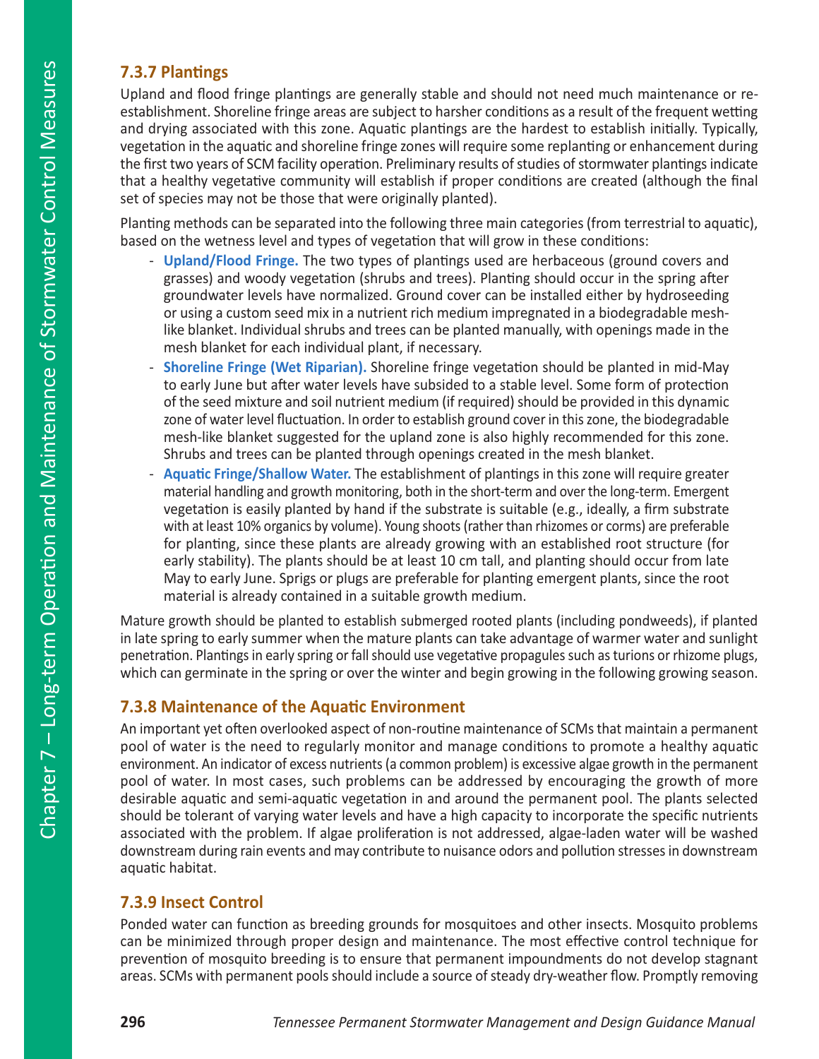### 7.3.7 Plantings

Upland and flood fringe plantings are generally stable and should not need much maintenance or re-establishment. Shoreline fringe areas are subject to harsher conditions as a result of the frequent wetting and drying associated with this zone. Aquatic plantings are the hardest to establish initially. Typically, vegetation in the aquatic and shoreline fringe zones will require some replanting or enhancement during the first two years of SCM facility operation. Preliminary results of studies of stormwater plantings indicate that a healthy vegetative community will establish if proper conditions are created (although the final set of species may not be those that were originally planted).

Planting methods can be separated into the following three main categories (from terrestrial to aquatic), based on the wetness level and types of vegetation that will grow in these conditions:

- **Upland/Flood Fringe.** The two types of plantings used are herbaceous (ground covers and grasses) and woody vegetation (shrubs and trees). Planting should occur in the spring after groundwater levels have normalized. Ground cover can be installed either by hydroseeding or using a custom seed mix in a nutrient rich medium impregnated in a biodegradable mesh-like blanket. Individual shrubs and trees can be planted manually, with openings made in the mesh blanket for each individual plant, if necessary.
- **Shoreline Fringe (Wet Riparian).** Shoreline fringe vegetation should be planted in mid-May to early June but after water levels have subsided to a stable level. Some form of protection of the seed mixture and soil nutrient medium (if required) should be provided in this dynamic zone of water level fluctuation. In order to establish ground cover in this zone, the biodegradable mesh-like blanket suggested for the upland zone is also highly recommended for this zone. Shrubs and trees can be planted through openings created in the mesh blanket.
- **Aquatic Fringe/Shallow Water.** The establishment of plantings in this zone will require greater material handling and growth monitoring, both in the short-term and over the long-term. Emergent vegetation is easily planted by hand if the substrate is suitable (e.g., ideally, a firm substrate with at least 10% organics by volume). Young shoots (rather than rhizomes or corms) are preferable for planting, since these plants are already growing with an established root structure (for early stability). The plants should be at least 10 cm tall, and planting should occur from late May to early June. Sprigs or plugs are preferable for planting emergent plants, since the root material is already contained in a suitable growth medium.

Mature growth should be planted to establish submerged rooted plants (including pondweeds), if planted in late spring to early summer when the mature plants can take advantage of warmer water and sunlight penetration. Plantings in early spring or fall should use vegetative propagules such as turions or rhizome plugs, which can germinate in the spring or over the winter and begin growing in the following growing season.

### 7.3.8 Maintenance of the Aquatic Environment

An important yet often overlooked aspect of non-routine maintenance of SCMs that maintain a permanent pool of water is the need to regularly monitor and manage conditions to promote a healthy aquatic environment. An indicator of excess nutrients (a common problem) is excessive algae growth in the permanent pool of water. In most cases, such problems can be addressed by encouraging the growth of more desirable aquatic and semi-aquatic vegetation in and around the permanent pool. The plants selected should be tolerant of varying water levels and have a high capacity to incorporate the specific nutrients associated with the problem. If algae proliferation is not addressed, algae-laden water will be washed downstream during rain events and may contribute to nuisance odors and pollution stresses in downstream aquatic habitat.

### 7.3.9 Insect Control

Ponded water can function as breeding grounds for mosquitoes and other insects. Mosquito problems can be minimized through proper design and maintenance. The most effective control technique for prevention of mosquito breeding is to ensure that permanent impoundments do not develop stagnant areas. SCMs with permanent pools should include a source of steady dry-weather flow. Promptly removing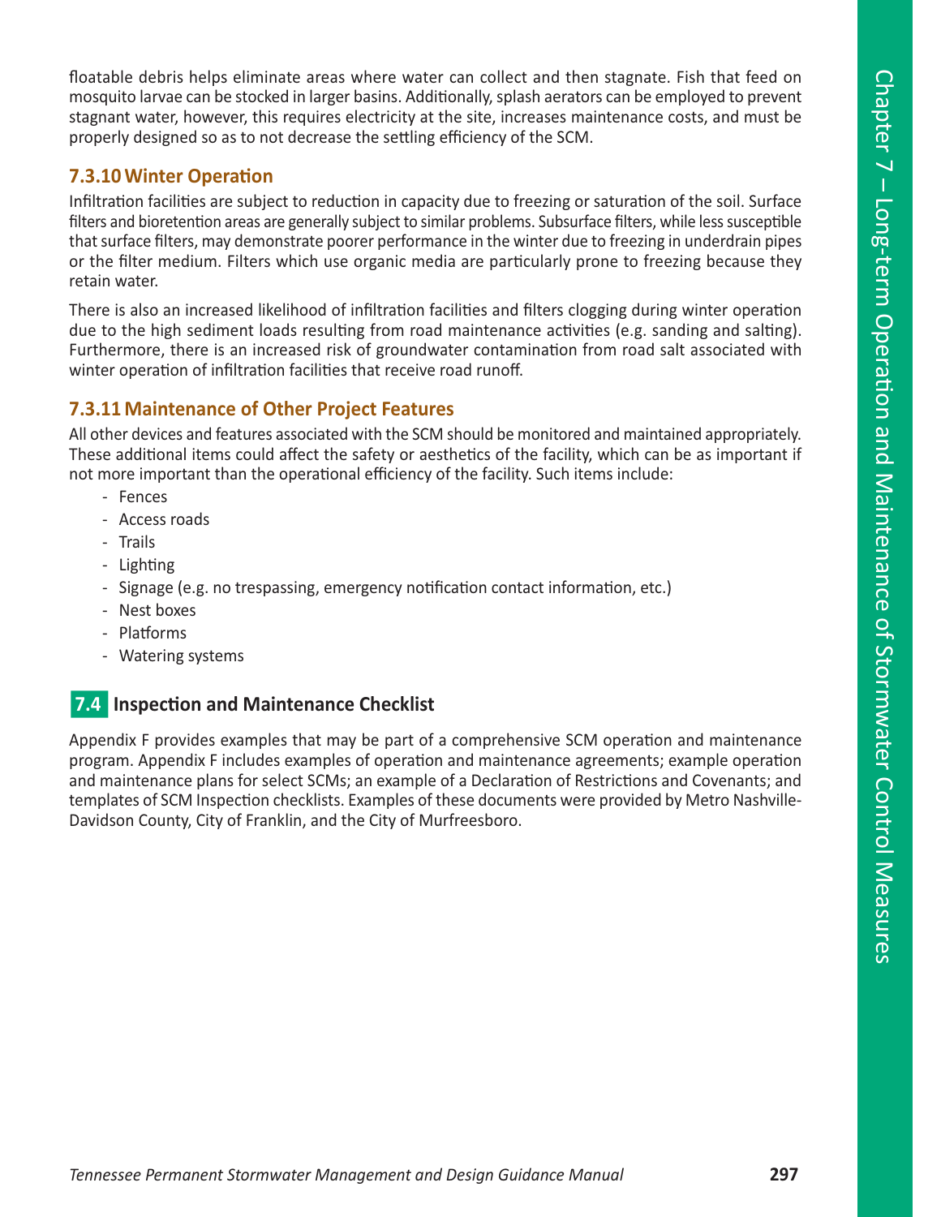floatable debris helps eliminate areas where water can collect and then stagnate. Fish that feed on mosquito larvae can be stocked in larger basins. Additionally, splash aerators can be employed to prevent stagnant water, however, this requires electricity at the site, increases maintenance costs, and must be properly designed so as to not decrease the settling efficiency of the SCM.

### 7.3.10 Winter Operation

Infiltration facilities are subject to reduction in capacity due to freezing or saturation of the soil. Surface filters and bioretention areas are generally subject to similar problems. Subsurface filters, while less susceptible that surface filters, may demonstrate poorer performance in the winter due to freezing in underdrain pipes or the filter medium. Filters which use organic media are particularly prone to freezing because they retain water.

There is also an increased likelihood of infiltration facilities and filters clogging during winter operation due to the high sediment loads resulting from road maintenance activities (e.g. sanding and salting). Furthermore, there is an increased risk of groundwater contamination from road salt associated with winter operation of infiltration facilities that receive road runoff.

### 7.3.11 Maintenance of Other Project Features

All other devices and features associated with the SCM should be monitored and maintained appropriately. These additional items could affect the safety or aesthetics of the facility, which can be as important if not more important than the operational efficiency of the facility. Such items include:

- Fences
- Access roads
- Trails
- Lighting
- Signage (e.g. no trespassing, emergency notification contact information, etc.)
- Nest boxes
- Platforms
- Watering systems

## 7.4 Inspection and Maintenance Checklist

Appendix F provides examples that may be part of a comprehensive SCM operation and maintenance program. Appendix F includes examples of operation and maintenance agreements; example operation and maintenance plans for select SCMs; an example of a Declaration of Restrictions and Covenants; and templates of SCM Inspection checklists. Examples of these documents were provided by Metro Nashville-Davidson County, City of Franklin, and the City of Murfreesboro.